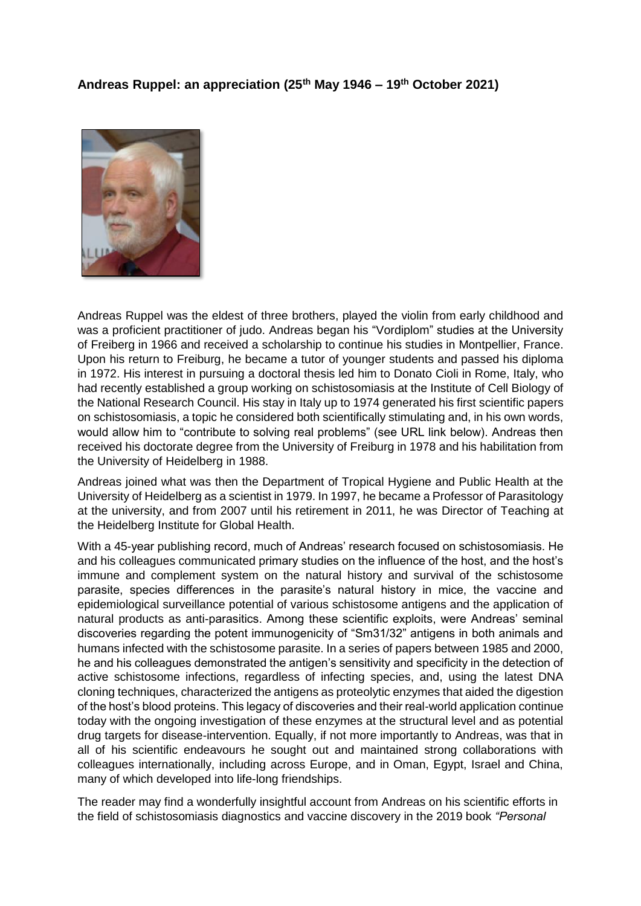**Andreas Ruppel: an appreciation (25th May 1946 – 19th October 2021)**

Andreas Ruppel was the eldest of three brothers, played the violin from early childhood and was a proficient practitioner of judo. Andreas began his "Vordiplom" studies at the University of Freiberg in 1966 and received a scholarship to continue his studies in Montpellier, France. Upon his return to Freiburg, he became a tutor of younger students and passed his diploma in 1972. His interest in pursuing a doctoral thesis led him to Donato Cioli in Rome, Italy, who had recently established a group working on schistosomiasis at the Institute of Cell Biology of the National Research Council. His stay in Italy up to 1974 generated his first scientific papers on schistosomiasis, a topic he considered both scientifically stimulating and, in his own words, would allow him to "contribute to solving real problems" (see URL link below). Andreas then received his doctorate degree from the University of Freiburg in 1978 and his habilitation from the University of Heidelberg in 1988.

Andreas joined what was then the Department of Tropical Hygiene and Public Health at the University of Heidelberg as a scientist in 1979. In 1997, he became a Professor of Parasitology at the university, and from 2007 until his retirement in 2011, he was Director of Teaching at the Heidelberg Institute for Global Health.

With a 45-year publishing record, much of Andreas' research focused on schistosomiasis. He and his colleagues communicated primary studies on the influence of the host, and the host's immune and complement system on the natural history and survival of the schistosome parasite, species differences in the parasite's natural history in mice, the vaccine and epidemiological surveillance potential of various schistosome antigens and the application of natural products as anti-parasitics. Among these scientific exploits, were Andreas' seminal discoveries regarding the potent immunogenicity of "Sm31/32" antigens in both animals and humans infected with the schistosome parasite. In a series of papers between 1985 and 2000, he and his colleagues demonstrated the antigen's sensitivity and specificity in the detection of active schistosome infections, regardless of infecting species, and, using the latest DNA cloning techniques, characterized the antigens as proteolytic enzymes that aided the digestion of the host's blood proteins. This legacy of discoveries and their real-world application continue today with the ongoing investigation of these enzymes at the structural level and as potential drug targets for disease-intervention. Equally, if not more importantly to Andreas, was that in all of his scientific endeavours he sought out and maintained strong collaborations with colleagues internationally, including across Europe, and in Oman, Egypt, Israel and China, many of which developed into life-long friendships.

The reader may find a wonderfully insightful account from Andreas on his scientific efforts in the field of schistosomiasis diagnostics and vaccine discovery in the 2019 book *"Personal*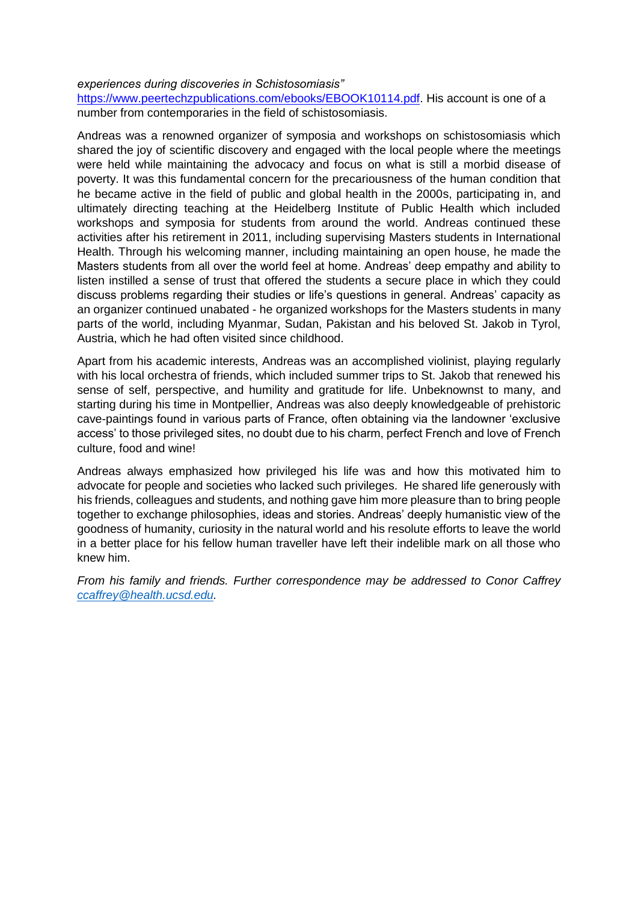*experiences during discoveries in Schistosomiasis"* [https://www.peertechzpublications.com/ebooks/EBOOK10114.pdf](https://www.peertechzpublications.com/ebooks/EBOOK10114.pdf). His account is one of a number from contemporaries in the field of schistosomiasis.

Andreas was a renowned organizer of symposia and workshops on schistosomiasis which shared the joy of scientific discovery and engaged with the local people where the meetings were held while maintaining the advocacy and focus on what is still a morbid disease of poverty. It was this fundamental concern for the precariousness of the human condition that he became active in the field of public and global health in the 2000s, participating in, and ultimately directing teaching at the Heidelberg Institute of Public Health which included workshops and symposia for students from around the world. Andreas continued these activities after his retirement in 2011, including supervising Masters students in International Health. Through his welcoming manner, including maintaining an open house, he made the Masters students from all over the world feel at home. Andreas' deep empathy and ability to listen instilled a sense of trust that offered the students a secure place in which they could discuss problems regarding their studies or life's questions in general. Andreas' capacity as an organizer continued unabated - he organized workshops for the Masters students in many parts of the world, including Myanmar, Sudan, Pakistan and his beloved St. Jakob in Tyrol, Austria, which he had often visited since childhood.

Apart from his academic interests, Andreas was an accomplished violinist, playing regularly with his local orchestra of friends, which included summer trips to St. Jakob that renewed his sense of self, perspective, and humility and gratitude for life. Unbeknownst to many, and starting during his time in Montpellier, Andreas was also deeply knowledgeable of prehistoric cave-paintings found in various parts of France, often obtaining via the landowner 'exclusive access' to those privileged sites, no doubt due to his charm, perfect French and love of French culture, food and wine!

Andreas always emphasized how privileged his life was and how this motivated him to advocate for people and societies who lacked such privileges. He shared life generously with his friends, colleagues and students, and nothing gave him more pleasure than to bring people together to exchange philosophies, ideas and stories. Andreas' deeply humanistic view of the goodness of humanity, curiosity in the natural world and his resolute efforts to leave the world in a better place for his fellow human traveller have left their indelible mark on all those who knew him.

*From his family and friends. Further correspondence may be addressed to Conor Caffrey [ccaffrey@health.ucsd.edu](mailto:ccaffrey@health.ucsd.edu).*